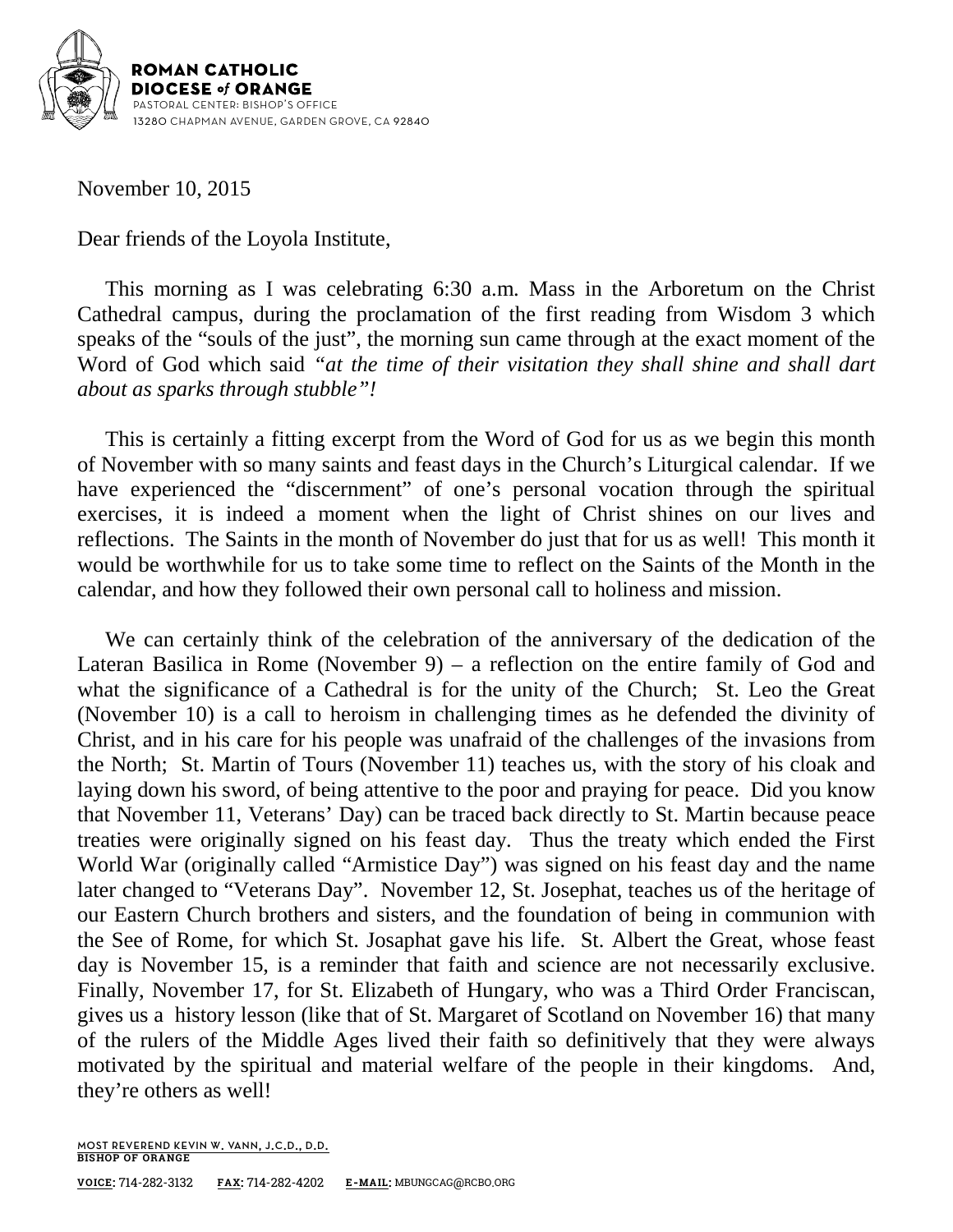**ROMAN CATHOLIC**
**DIOCESE of ORANGE**
PASTORAL CENTER: BISHOP'S OFFICE
13280 CHAPMAN AVENUE, GARDEN GROVE, CA 92840

November 10, 2015

Dear friends of the Loyola Institute,

This morning as I was celebrating 6:30 a.m. Mass in the Arboretum on the Christ Cathedral campus, during the proclamation of the first reading from Wisdom 3 which speaks of the "souls of the just", the morning sun came through at the exact moment of the Word of God which said *"at the time of their visitation they shall shine and shall dart about as sparks through stubble"!*

This is certainly a fitting excerpt from the Word of God for us as we begin this month of November with so many saints and feast days in the Church's Liturgical calendar. If we have experienced the "discernment" of one's personal vocation through the spiritual exercises, it is indeed a moment when the light of Christ shines on our lives and reflections. The Saints in the month of November do just that for us as well! This month it would be worthwhile for us to take some time to reflect on the Saints of the Month in the calendar, and how they followed their own personal call to holiness and mission.

We can certainly think of the celebration of the anniversary of the dedication of the Lateran Basilica in Rome (November 9) – a reflection on the entire family of God and what the significance of a Cathedral is for the unity of the Church; St. Leo the Great (November 10) is a call to heroism in challenging times as he defended the divinity of Christ, and in his care for his people was unafraid of the challenges of the invasions from the North; St. Martin of Tours (November 11) teaches us, with the story of his cloak and laying down his sword, of being attentive to the poor and praying for peace. Did you know that November 11, Veterans' Day) can be traced back directly to St. Martin because peace treaties were originally signed on his feast day. Thus the treaty which ended the First World War (originally called "Armistice Day") was signed on his feast day and the name later changed to "Veterans Day". November 12, St. Josephat, teaches us of the heritage of our Eastern Church brothers and sisters, and the foundation of being in communion with the See of Rome, for which St. Josaphat gave his life. St. Albert the Great, whose feast day is November 15, is a reminder that faith and science are not necessarily exclusive. Finally, November 17, for St. Elizabeth of Hungary, who was a Third Order Franciscan, gives us a history lesson (like that of St. Margaret of Scotland on November 16) that many of the rulers of the Middle Ages lived their faith so definitively that they were always motivated by the spiritual and material welfare of the people in their kingdoms. And, they're others as well!

MOST REVEREND KEVIN W. VANN, J.C.D., D.D.
**BISHOP OF ORANGE**

**VOICE:** 714-282-3132 **FAX:** 714-282-4202 **E-MAIL:** MBUNGCAG@RCBO.ORG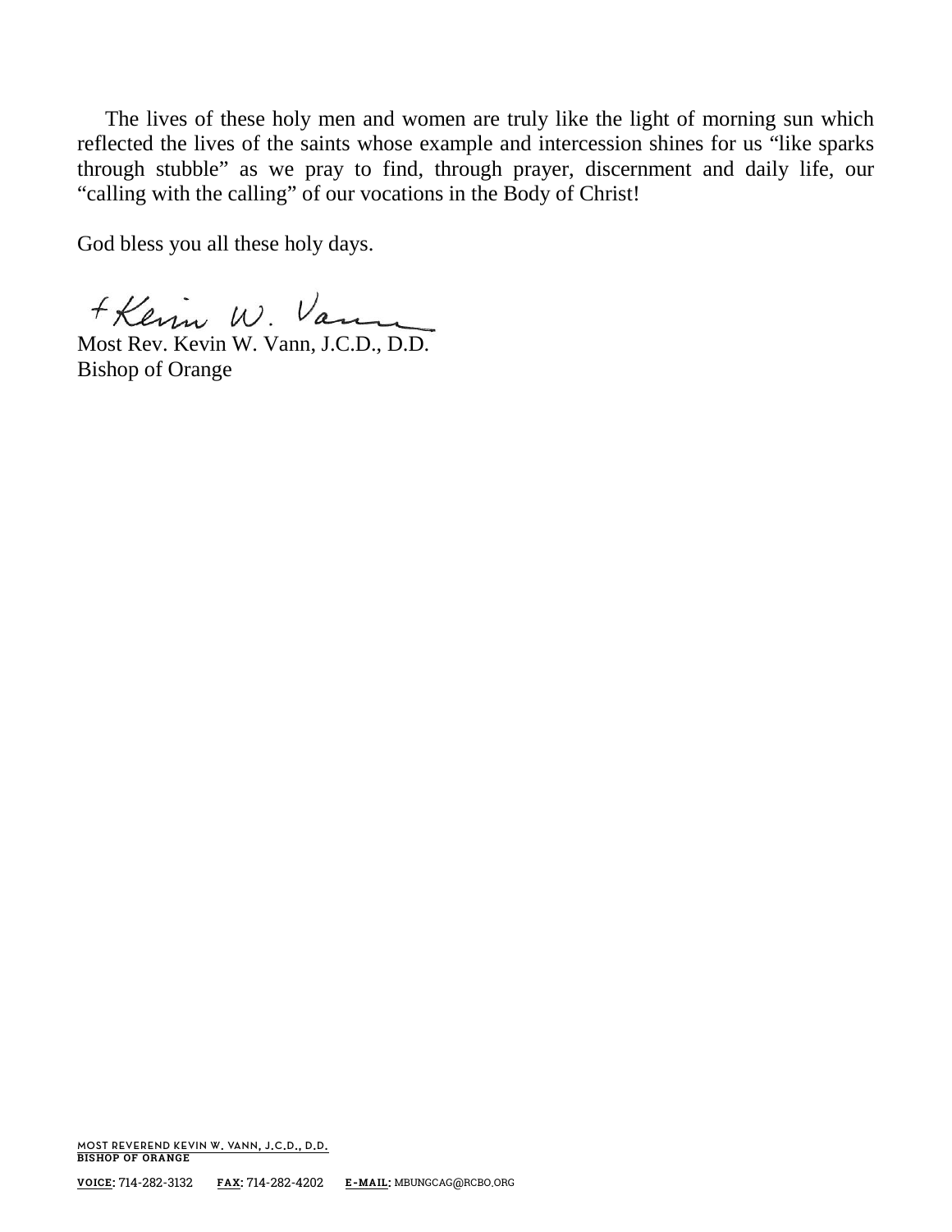The lives of these holy men and women are truly like the light of morning sun which reflected the lives of the saints whose example and intercession shines for us "like sparks through stubble" as we pray to find, through prayer, discernment and daily life, our "calling with the calling" of our vocations in the Body of Christ!

God bless you all these holy days.

+Kevin W. Vann

Most Rev. Kevin W. Vann, J.C.D., D.D.
Bishop of Orange

MOST REVEREND KEVIN W. VANN, J.C.D., D.D.
**BISHOP OF ORANGE**

**VOICE:** 714-282-3132 **FAX:** 714-282-4202 **E-MAIL:** MBUNGCAG@RCBO.ORG